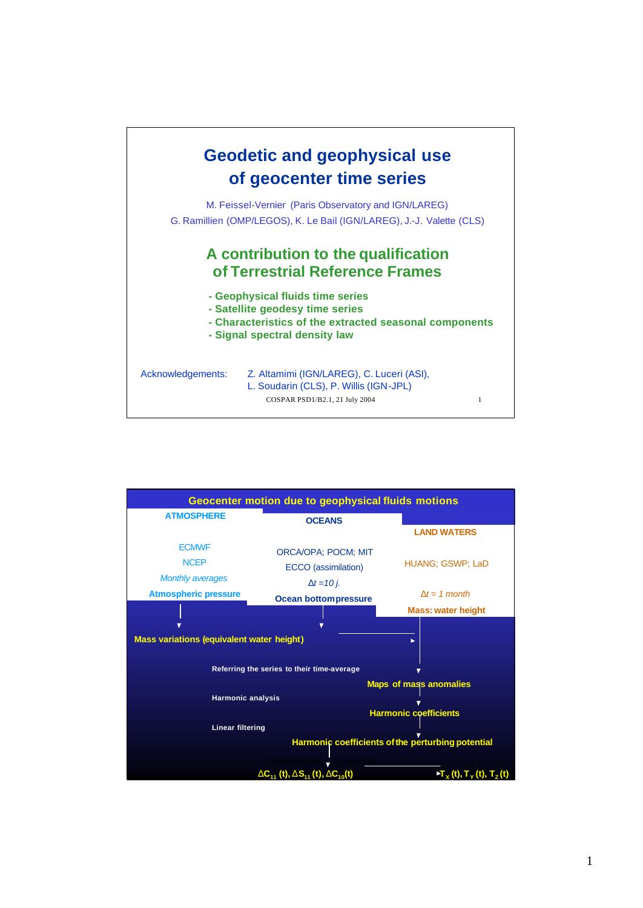# Geodetic and geophysical use of geocenter time series

M. Feissel-Vernier (Paris Observatory and IGN/LAREG)
G. Ramillien (OMP/LEGOS), K. Le Bail (IGN/LAREG), J.-J. Valette (CLS)

## A contribution to the qualification of Terrestrial Reference Frames

- Geophysical fluids time series
- Satellite geodesy time series
- Characteristics of the extracted seasonal components
- Signal spectral density law

Acknowledgements: Z. Altamimi (IGN/LAREG), C. Luceri (ASI), L. Soudarin (CLS), P. Willis (IGN-JPL)

COSPAR PSD1/B2.1, 21 July 2004

---

## Geocenter motion due to geophysical fluids motions

| ATMOSPHERE | OCEANS | LAND WATERS |
|---|---|---|
| ECMWF | ORCA/OPA; POCM; MIT | HUANG; GSWP; LaD |
| NCEP | ECCO (assimilation) | |
| *Monthly averages* | *Δt =10 j.* | *Δt = 1 month* |
| **Atmospheric pressure** | **Ocean bottom pressure** | **Mass: water height** |

**Mass variations (equivalent water height)**

Referring the series to their time-average → **Maps of mass anomalies**

Harmonic analysis → **Harmonic coefficients**

Linear filtering → **Harmonic coefficients of the perturbing potential**

$\Delta C_{11}(t), \Delta S_{11}(t), \Delta C_{10}(t)$ → $T_X(t), T_Y(t), T_Z(t)$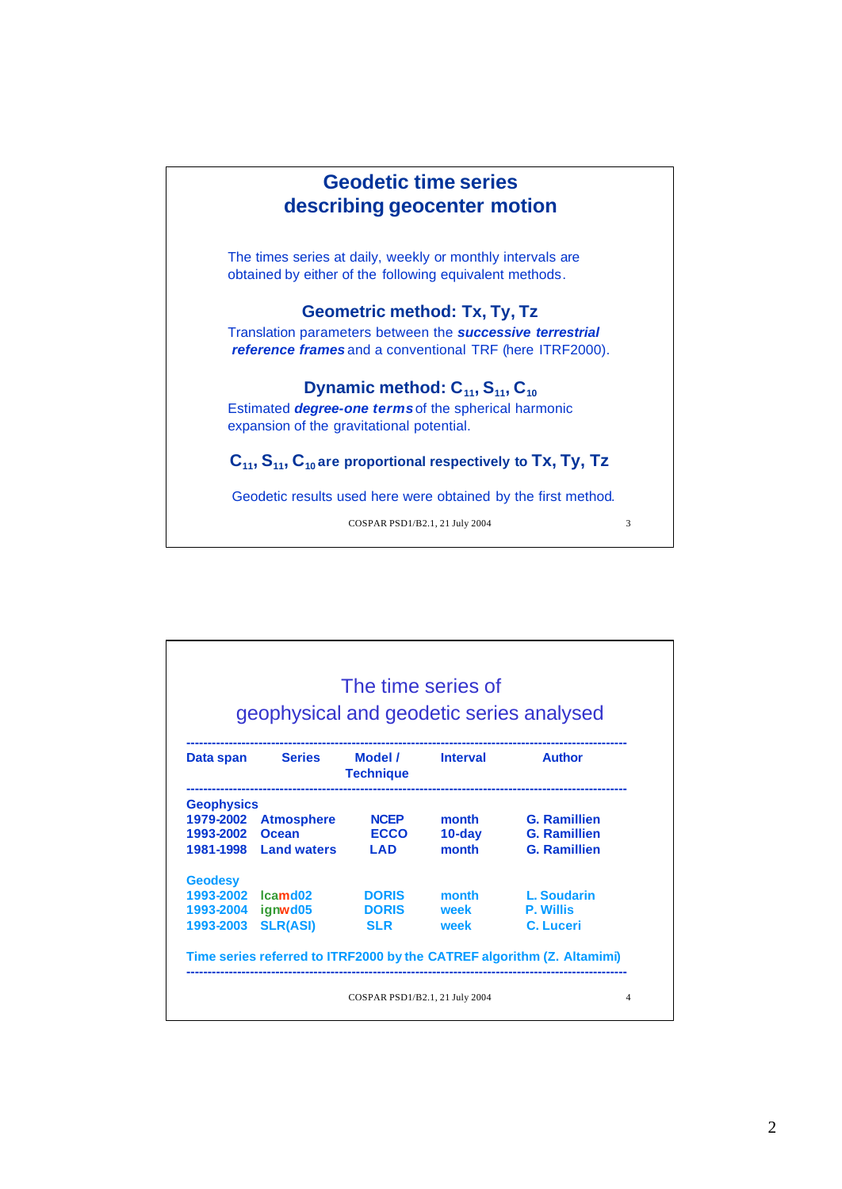## Geodetic time series describing geocenter motion

The times series at daily, weekly or monthly intervals are obtained by either of the following equivalent methods.

### Geometric method: Tx, Ty, Tz

Translation parameters between the ***successive terrestrial reference frames*** and a conventional TRF (here ITRF2000).

### Dynamic method: $C_{11}$, $S_{11}$, $C_{10}$

Estimated ***degree-one terms*** of the spherical harmonic expansion of the gravitational potential.

**$C_{11}$, $S_{11}$, $C_{10}$ are proportional respectively to Tx, Ty, Tz**

Geodetic results used here were obtained by the first method.

COSPAR PSD1/B2.1, 21 July 2004

## The time series of geophysical and geodetic series analysed

| Data span | Series | Model / Technique | Interval | Author |
|---|---|---|---|---|
| **Geophysics** | | | | |
| 1979-2002 | Atmosphere | NCEP | month | G. Ramillien |
| 1993-2002 | Ocean | ECCO | 10-day | G. Ramillien |
| 1981-1998 | Land waters | LAD | month | G. Ramillien |
| **Geodesy** | | | | |
| 1993-2002 | lcamd02 | DORIS | month | L. Soudarin |
| 1993-2004 | ignwd05 | DORIS | week | P. Willis |
| 1993-2003 | SLR(ASI) | SLR | week | C. Luceri |

Time series referred to ITRF2000 by the CATREF algorithm (Z. Altamimi)

COSPAR PSD1/B2.1, 21 July 2004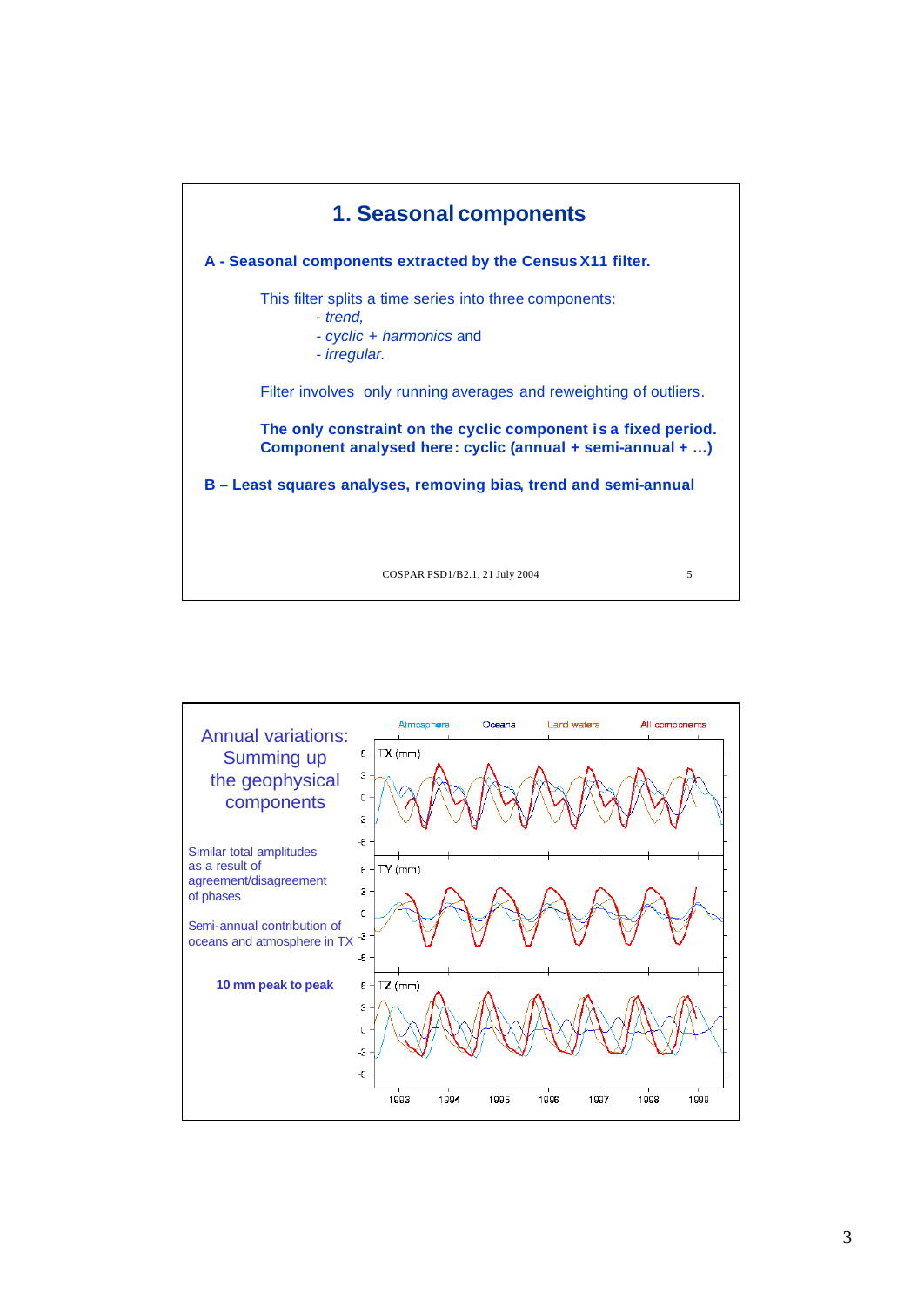# 1. Seasonal components

**A - Seasonal components extracted by the Census X11 filter.**

This filter splits a time series into three components:

- *trend,*
- *cyclic* + *harmonics* and
- *irregular.*

Filter involves only running averages and reweighting of outliers.

**The only constraint on the cyclic component is a fixed period.**
**Component analysed here: cyclic (annual + semi-annual + …)**

**B – Least squares analyses, removing bias, trend and semi-annual**

COSPAR PSD1/B2.1, 21 July 2004

---

## Annual variations: Summing up the geophysical components

Similar total amplitudes as a result of agreement/disagreement of phases

Semi-annual contribution of oceans and atmosphere in TX

**10 mm peak to peak**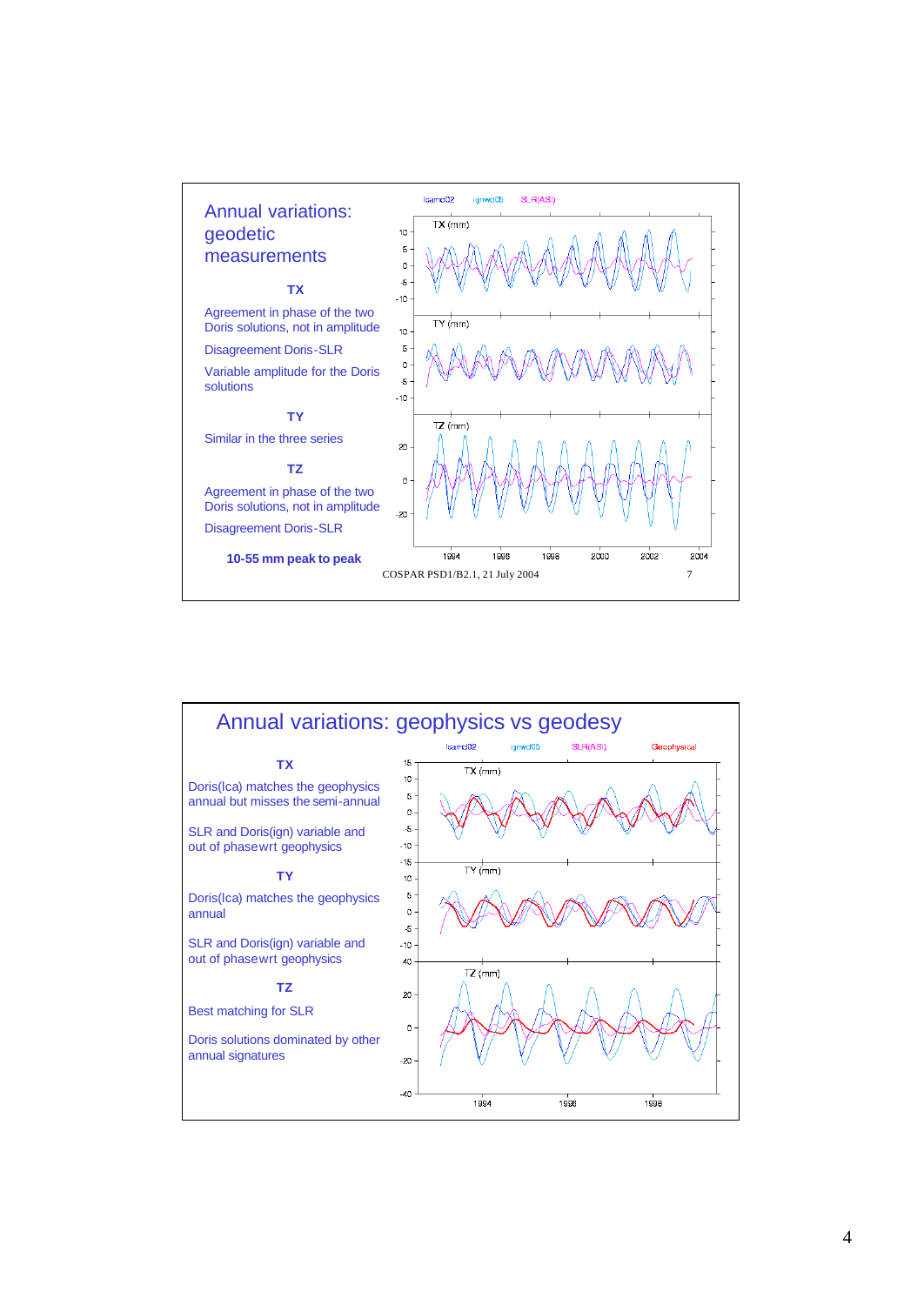## Annual variations: geodetic measurements

**TX**

Agreement in phase of the two Doris solutions, not in amplitude

Disagreement Doris-SLR

Variable amplitude for the Doris solutions

**TY**

Similar in the three series

**TZ**

Agreement in phase of the two Doris solutions, not in amplitude

Disagreement Doris-SLR

**10-55 mm peak to peak**

COSPAR PSD1/B2.1, 21 July 2004

## Annual variations: geophysics vs geodesy

**TX**

Doris(lca) matches the geophysics annual but misses the semi-annual

SLR and Doris(ign) variable and out of phasewrt geophysics

**TY**

Doris(lca) matches the geophysics annual

SLR and Doris(ign) variable and out of phasewrt geophysics

**TZ**

Best matching for SLR

Doris solutions dominated by other annual signatures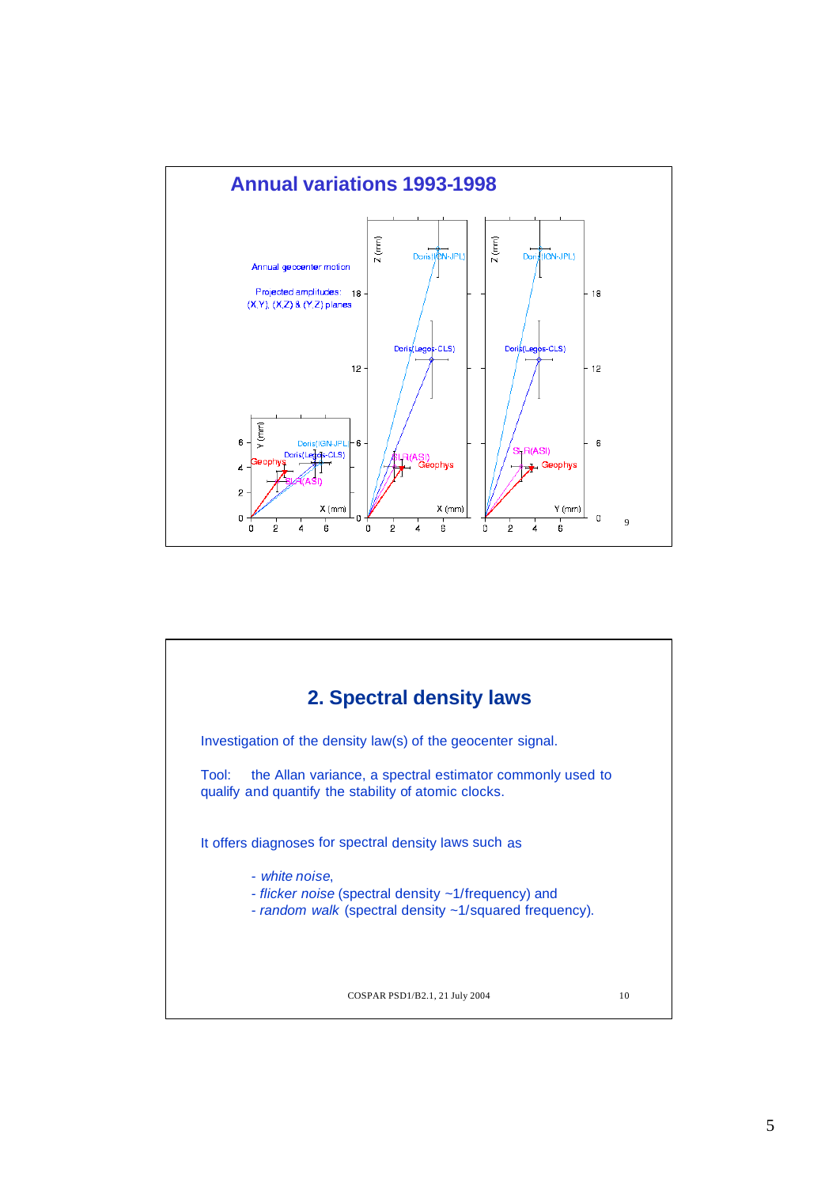## Annual variations 1993-1998

Annual geocenter motion

Projected amplitudes: (X,Y), (X,Z) & (Y,Z) planes

## 2. Spectral density laws

Investigation of the density law(s) of the geocenter signal.

Tool: the Allan variance, a spectral estimator commonly used to qualify and quantify the stability of atomic clocks.

It offers diagnoses for spectral density laws such as

- *white noise*,
- *flicker noise* (spectral density ~1/frequency) and
- *random walk* (spectral density ~1/squared frequency).

COSPAR PSD1/B2.1, 21 July 2004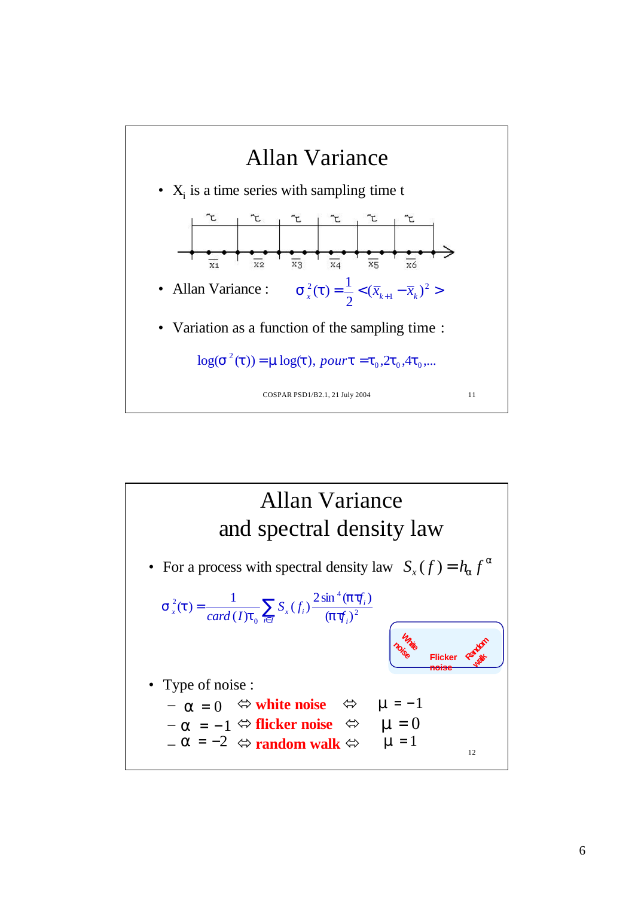# Allan Variance

- $X_i$ is a time series with sampling time t

- Allan Variance : $\sigma_x^2(\tau) = \frac{1}{2} < (\bar{x}_{k+1} - \bar{x}_k)^2 >$

- Variation as a function of the sampling time :

$$\log(\sigma^2(\tau)) = \mu \log(\tau), \ pour \ \tau = \tau_0, 2\tau_0, 4\tau_0, ...$$

COSPAR PSD1/B2.1, 21 July 2004

# Allan Variance and spectral density law

- For a process with spectral density law $S_x(f) = h_\alpha f^\alpha$

$$\sigma_x^2(\tau) = \frac{1}{card(I)\tau_0} \sum_{i \in I} S_x(f_i) \frac{2\sin^4(\pi\tau f_i)}{(\pi\tau f_i)^2}$$

White noise · Flicker noise · Random walk

- Type of noise :
  - $\alpha = 0$ ⇔ **white noise** ⇔ $\mu = -1$
  - $\alpha = -1$ ⇔ **flicker noise** ⇔ $\mu = 0$
  - $\alpha = -2$ ⇔ **random walk** ⇔ $\mu = 1$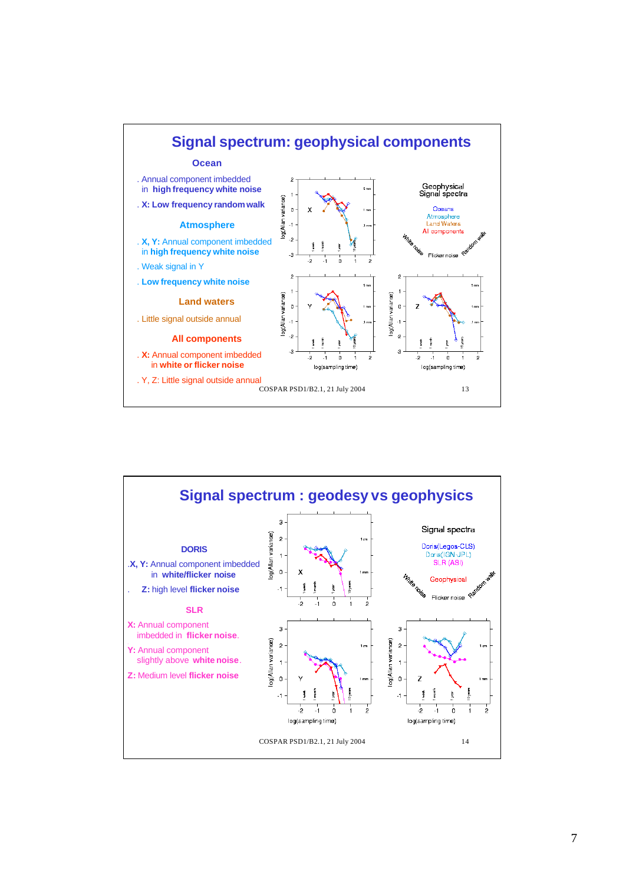## Signal spectrum: geophysical components

### Ocean

. Annual component imbedded in **high frequency white noise**

. **X: Low frequency random walk**

### Atmosphere

. **X, Y:** Annual component imbedded in **high frequency white noise**

. Weak signal in Y

. **Low frequency white noise**

### Land waters

. Little signal outside annual

### All components

. **X:** Annual component imbedded in **white or flicker noise**

. Y, Z: Little signal outside annual

Geophysical Signal spectra

Oceans
Atmosphere
Land Waters
All components

White noise — Flicker noise — Random walk

COSPAR PSD1/B2.1, 21 July 2004

---

## Signal spectrum : geodesy vs geophysics

### DORIS

.**X, Y:** Annual component imbedded in **white/flicker noise**

. **Z:** high level **flicker noise**

### SLR

**X:** Annual component imbedded in **flicker noise**.

**Y:** Annual component slightly above **white noise**.

**Z:** Medium level **flicker noise**

Signal spectra

Doris(Legos-CLS)
Doris(IGN-JPL)
SLR (ASI)

Geophysical

White noise — Flicker noise — Random walk

COSPAR PSD1/B2.1, 21 July 2004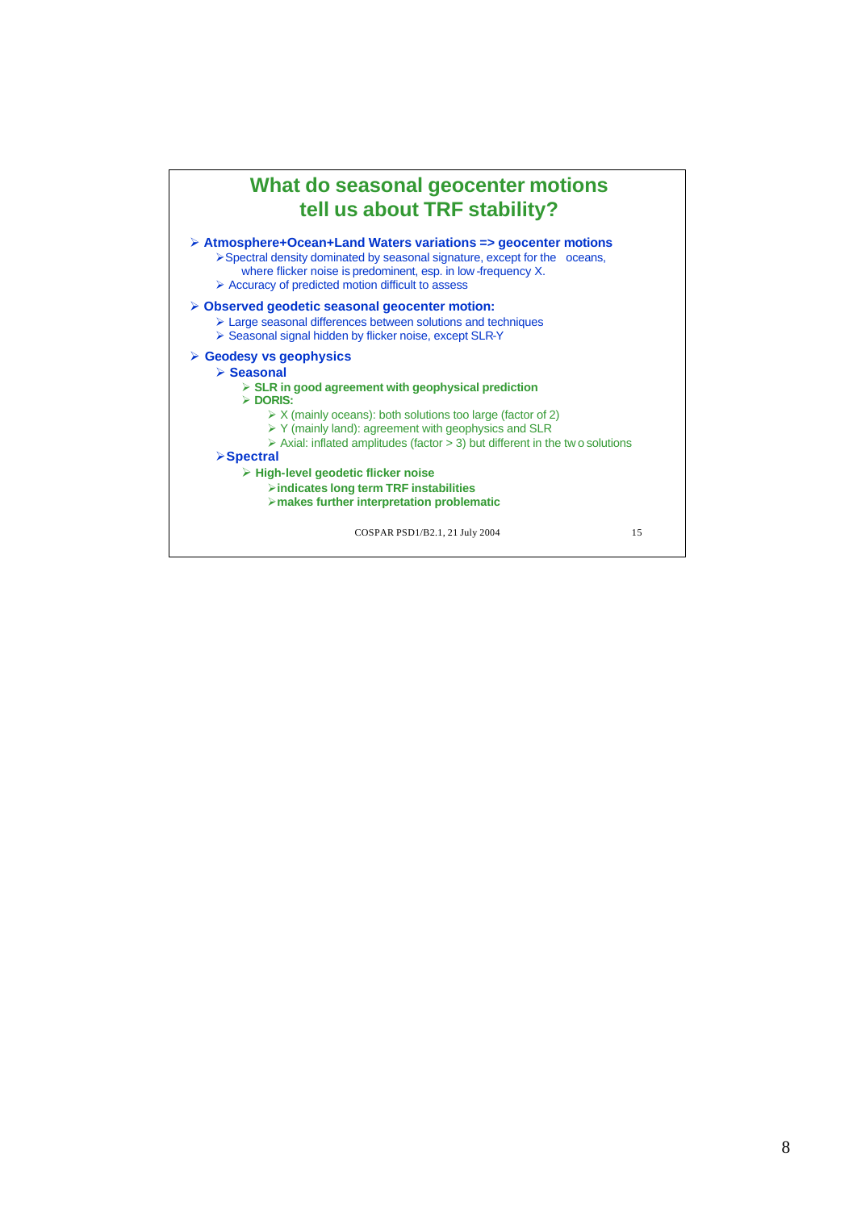## What do seasonal geocenter motions tell us about TRF stability?

- **Atmosphere+Ocean+Land Waters variations => geocenter motions**
  - Spectral density dominated by seasonal signature, except for the oceans, where flicker noise is predominent, esp. in low-frequency X.
  - Accuracy of predicted motion difficult to assess
- **Observed geodetic seasonal geocenter motion:**
  - Large seasonal differences between solutions and techniques
  - Seasonal signal hidden by flicker noise, except SLR-Y
- **Geodesy vs geophysics**
  - **Seasonal**
    - **SLR in good agreement with geophysical prediction**
    - **DORIS:**
      - X (mainly oceans): both solutions too large (factor of 2)
      - Y (mainly land): agreement with geophysics and SLR
      - Axial: inflated amplitudes (factor > 3) but different in the two solutions
  - **Spectral**
    - **High-level geodetic flicker noise**
      - **indicates long term TRF instabilities**
      - **makes further interpretation problematic**

COSPAR PSD1/B2.1, 21 July 2004